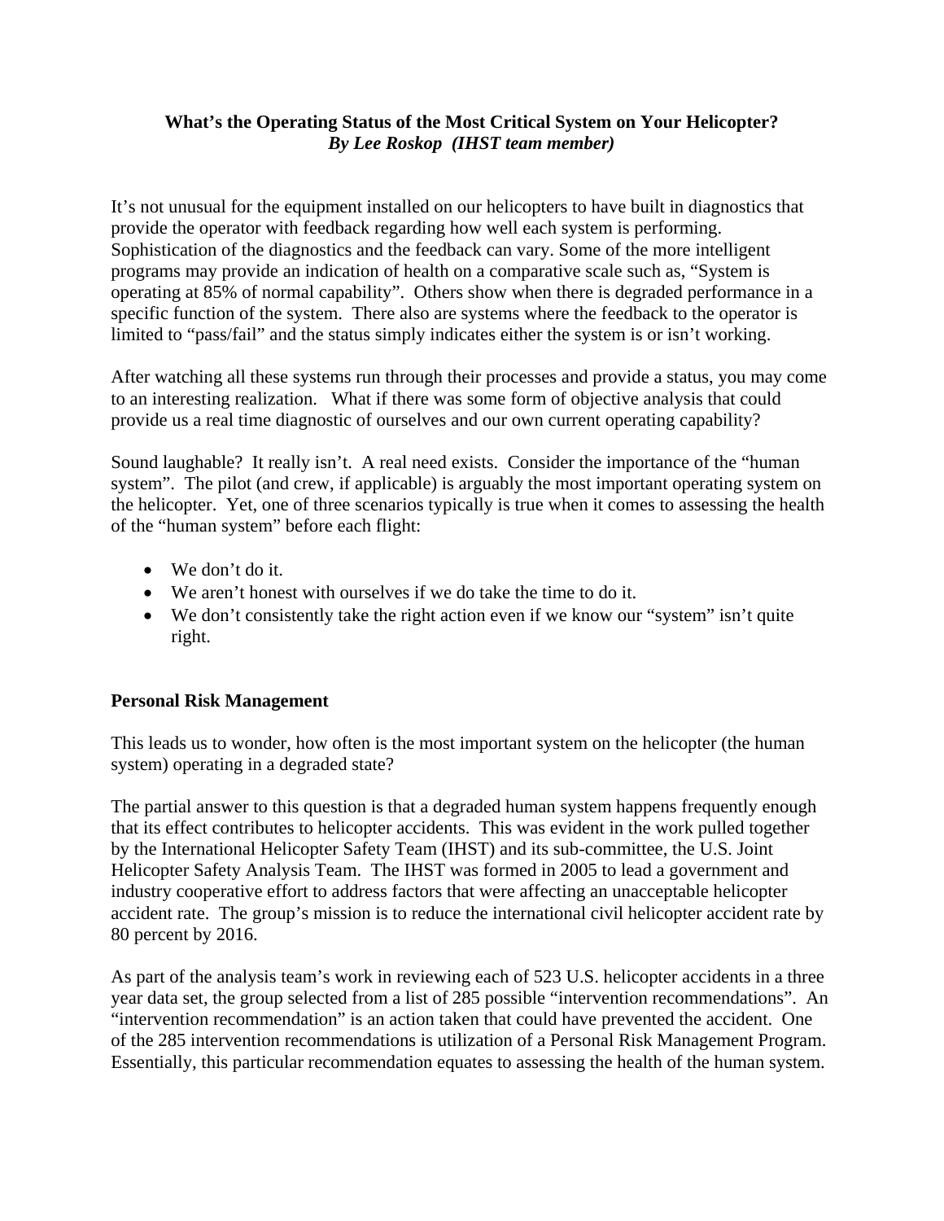**What's the Operating Status of the Most Critical System on Your Helicopter?**
***By Lee Roskop (IHST team member)***

It's not unusual for the equipment installed on our helicopters to have built in diagnostics that provide the operator with feedback regarding how well each system is performing. Sophistication of the diagnostics and the feedback can vary. Some of the more intelligent programs may provide an indication of health on a comparative scale such as, "System is operating at 85% of normal capability". Others show when there is degraded performance in a specific function of the system. There also are systems where the feedback to the operator is limited to "pass/fail" and the status simply indicates either the system is or isn't working.

After watching all these systems run through their processes and provide a status, you may come to an interesting realization. What if there was some form of objective analysis that could provide us a real time diagnostic of ourselves and our own current operating capability?

Sound laughable? It really isn't. A real need exists. Consider the importance of the "human system". The pilot (and crew, if applicable) is arguably the most important operating system on the helicopter. Yet, one of three scenarios typically is true when it comes to assessing the health of the "human system" before each flight:

- We don't do it.
- We aren't honest with ourselves if we do take the time to do it.
- We don't consistently take the right action even if we know our "system" isn't quite right.

**Personal Risk Management**

This leads us to wonder, how often is the most important system on the helicopter (the human system) operating in a degraded state?

The partial answer to this question is that a degraded human system happens frequently enough that its effect contributes to helicopter accidents. This was evident in the work pulled together by the International Helicopter Safety Team (IHST) and its sub-committee, the U.S. Joint Helicopter Safety Analysis Team. The IHST was formed in 2005 to lead a government and industry cooperative effort to address factors that were affecting an unacceptable helicopter accident rate. The group's mission is to reduce the international civil helicopter accident rate by 80 percent by 2016.

As part of the analysis team's work in reviewing each of 523 U.S. helicopter accidents in a three year data set, the group selected from a list of 285 possible "intervention recommendations". An "intervention recommendation" is an action taken that could have prevented the accident. One of the 285 intervention recommendations is utilization of a Personal Risk Management Program. Essentially, this particular recommendation equates to assessing the health of the human system.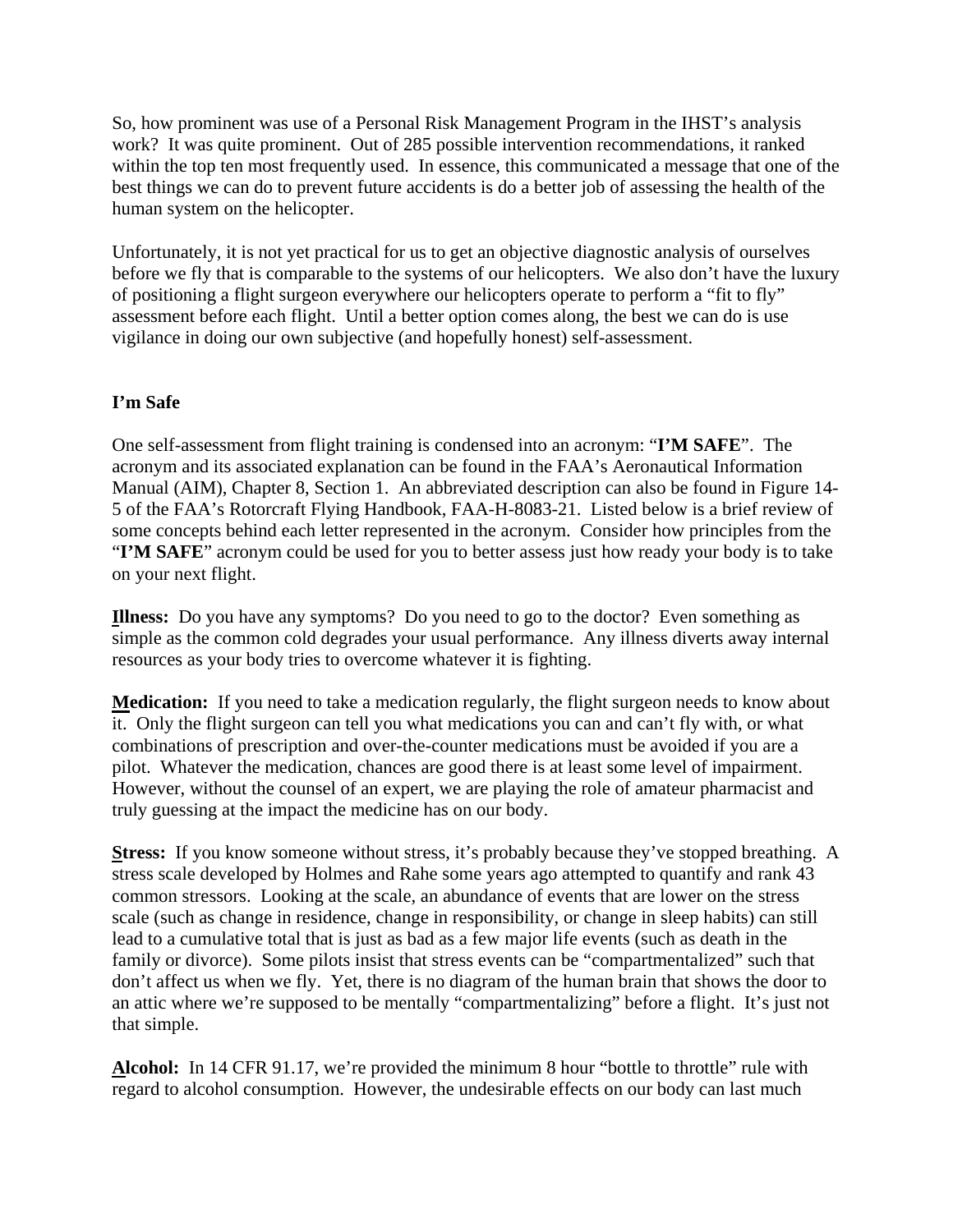So, how prominent was use of a Personal Risk Management Program in the IHST's analysis work? It was quite prominent. Out of 285 possible intervention recommendations, it ranked within the top ten most frequently used. In essence, this communicated a message that one of the best things we can do to prevent future accidents is do a better job of assessing the health of the human system on the helicopter.

Unfortunately, it is not yet practical for us to get an objective diagnostic analysis of ourselves before we fly that is comparable to the systems of our helicopters. We also don't have the luxury of positioning a flight surgeon everywhere our helicopters operate to perform a "fit to fly" assessment before each flight. Until a better option comes along, the best we can do is use vigilance in doing our own subjective (and hopefully honest) self-assessment.

## I'm Safe

One self-assessment from flight training is condensed into an acronym: "**I'M SAFE**". The acronym and its associated explanation can be found in the FAA's Aeronautical Information Manual (AIM), Chapter 8, Section 1. An abbreviated description can also be found in Figure 14-5 of the FAA's Rotorcraft Flying Handbook, FAA-H-8083-21. Listed below is a brief review of some concepts behind each letter represented in the acronym. Consider how principles from the "**I'M SAFE**" acronym could be used for you to better assess just how ready your body is to take on your next flight.

**Illness:** Do you have any symptoms? Do you need to go to the doctor? Even something as simple as the common cold degrades your usual performance. Any illness diverts away internal resources as your body tries to overcome whatever it is fighting.

**Medication:** If you need to take a medication regularly, the flight surgeon needs to know about it. Only the flight surgeon can tell you what medications you can and can't fly with, or what combinations of prescription and over-the-counter medications must be avoided if you are a pilot. Whatever the medication, chances are good there is at least some level of impairment. However, without the counsel of an expert, we are playing the role of amateur pharmacist and truly guessing at the impact the medicine has on our body.

**Stress:** If you know someone without stress, it's probably because they've stopped breathing. A stress scale developed by Holmes and Rahe some years ago attempted to quantify and rank 43 common stressors. Looking at the scale, an abundance of events that are lower on the stress scale (such as change in residence, change in responsibility, or change in sleep habits) can still lead to a cumulative total that is just as bad as a few major life events (such as death in the family or divorce). Some pilots insist that stress events can be "compartmentalized" such that don't affect us when we fly. Yet, there is no diagram of the human brain that shows the door to an attic where we're supposed to be mentally "compartmentalizing" before a flight. It's just not that simple.

**Alcohol:** In 14 CFR 91.17, we're provided the minimum 8 hour "bottle to throttle" rule with regard to alcohol consumption. However, the undesirable effects on our body can last much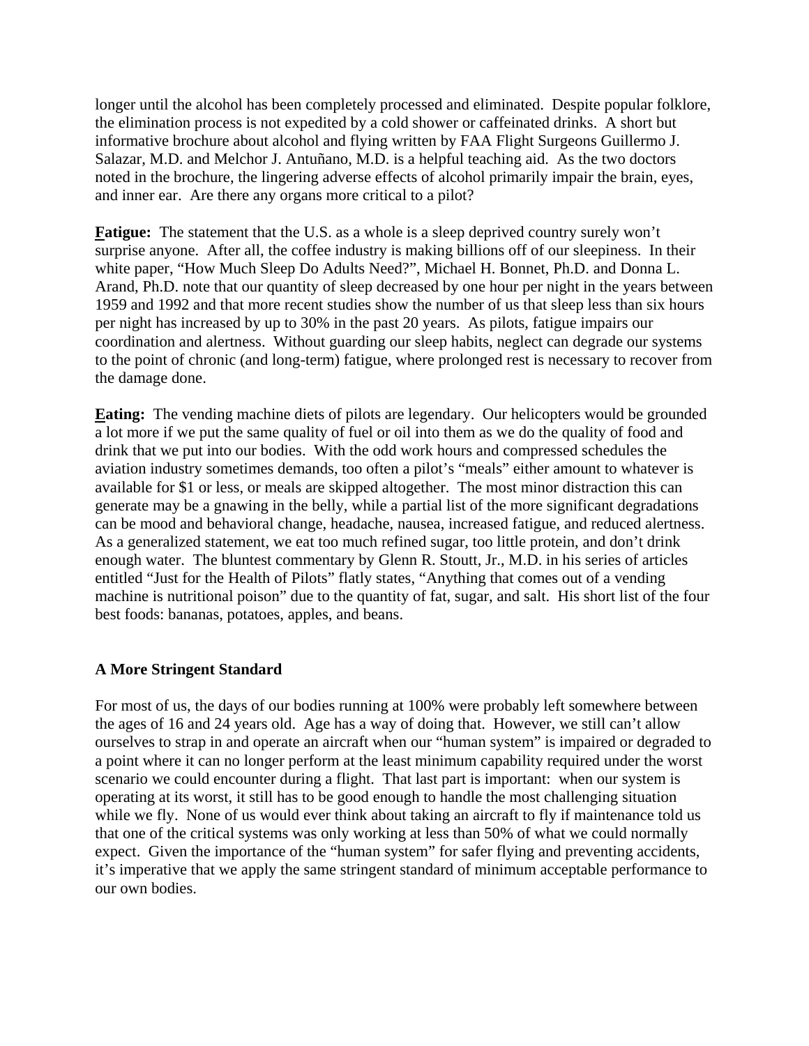longer until the alcohol has been completely processed and eliminated. Despite popular folklore, the elimination process is not expedited by a cold shower or caffeinated drinks. A short but informative brochure about alcohol and flying written by FAA Flight Surgeons Guillermo J. Salazar, M.D. and Melchor J. Antuñano, M.D. is a helpful teaching aid. As the two doctors noted in the brochure, the lingering adverse effects of alcohol primarily impair the brain, eyes, and inner ear. Are there any organs more critical to a pilot?

**<u>F</u>atigue:** The statement that the U.S. as a whole is a sleep deprived country surely won't surprise anyone. After all, the coffee industry is making billions off of our sleepiness. In their white paper, "How Much Sleep Do Adults Need?", Michael H. Bonnet, Ph.D. and Donna L. Arand, Ph.D. note that our quantity of sleep decreased by one hour per night in the years between 1959 and 1992 and that more recent studies show the number of us that sleep less than six hours per night has increased by up to 30% in the past 20 years. As pilots, fatigue impairs our coordination and alertness. Without guarding our sleep habits, neglect can degrade our systems to the point of chronic (and long-term) fatigue, where prolonged rest is necessary to recover from the damage done.

**<u>E</u>ating:** The vending machine diets of pilots are legendary. Our helicopters would be grounded a lot more if we put the same quality of fuel or oil into them as we do the quality of food and drink that we put into our bodies. With the odd work hours and compressed schedules the aviation industry sometimes demands, too often a pilot's "meals" either amount to whatever is available for $1 or less, or meals are skipped altogether. The most minor distraction this can generate may be a gnawing in the belly, while a partial list of the more significant degradations can be mood and behavioral change, headache, nausea, increased fatigue, and reduced alertness. As a generalized statement, we eat too much refined sugar, too little protein, and don't drink enough water. The bluntest commentary by Glenn R. Stoutt, Jr., M.D. in his series of articles entitled "Just for the Health of Pilots" flatly states, "Anything that comes out of a vending machine is nutritional poison" due to the quantity of fat, sugar, and salt. His short list of the four best foods: bananas, potatoes, apples, and beans.

### A More Stringent Standard

For most of us, the days of our bodies running at 100% were probably left somewhere between the ages of 16 and 24 years old. Age has a way of doing that. However, we still can't allow ourselves to strap in and operate an aircraft when our "human system" is impaired or degraded to a point where it can no longer perform at the least minimum capability required under the worst scenario we could encounter during a flight. That last part is important: when our system is operating at its worst, it still has to be good enough to handle the most challenging situation while we fly. None of us would ever think about taking an aircraft to fly if maintenance told us that one of the critical systems was only working at less than 50% of what we could normally expect. Given the importance of the "human system" for safer flying and preventing accidents, it's imperative that we apply the same stringent standard of minimum acceptable performance to our own bodies.